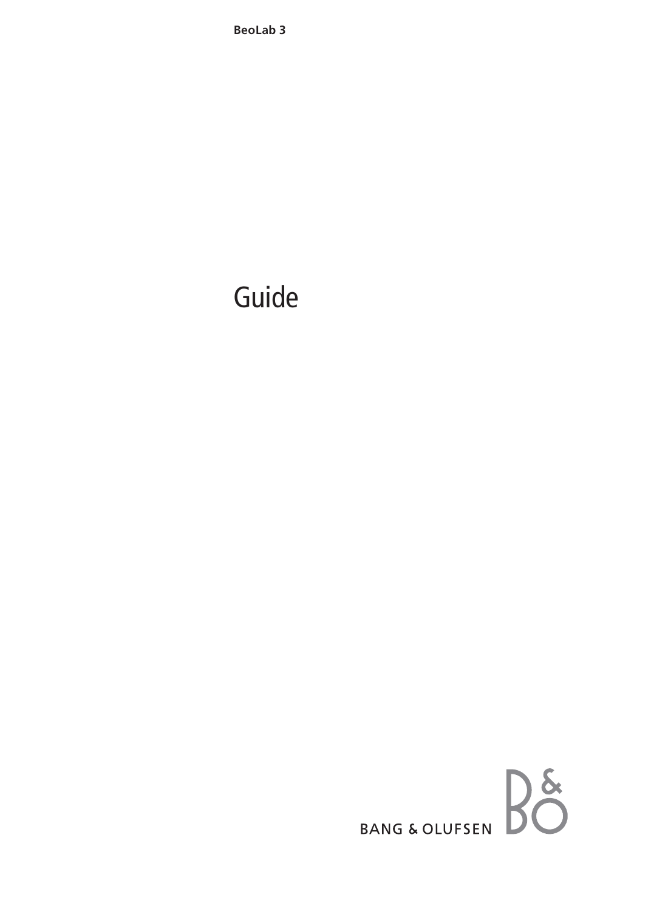**BeoLab 3**

# Guide

BANG & OLUFSEN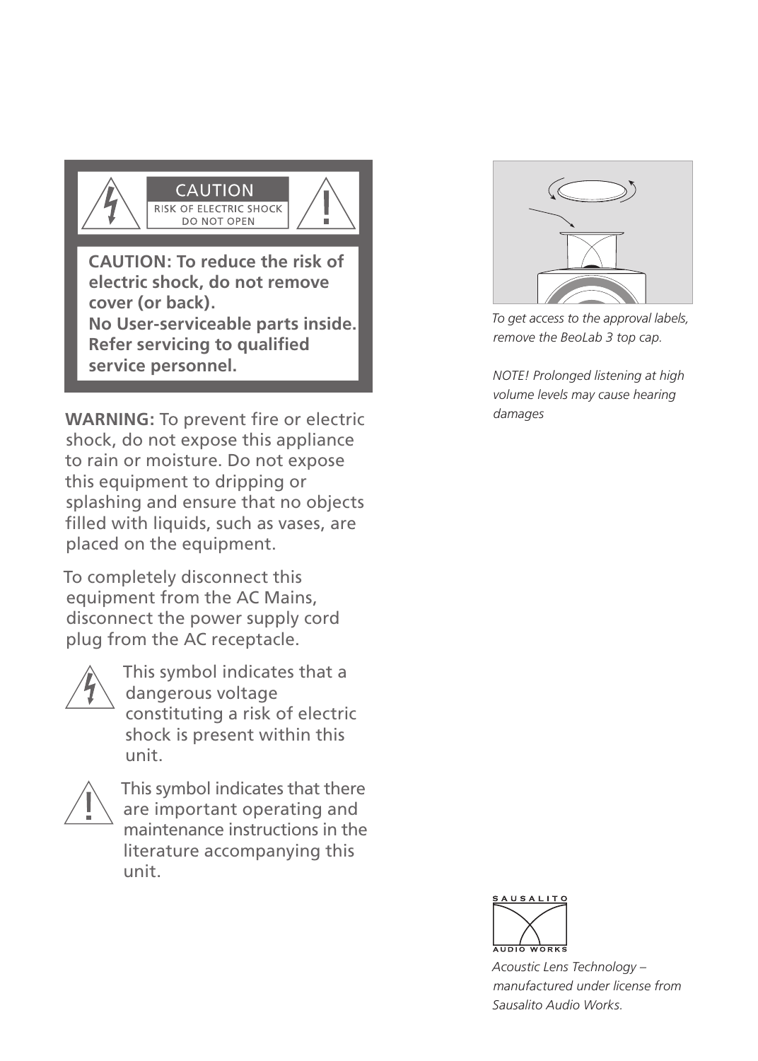CAUTION

RISK OF ELECTRIC SHOCK
DO NOT OPEN

**CAUTION: To reduce the risk of electric shock, do not remove cover (or back).**
**No User-serviceable parts inside. Refer servicing to qualified service personnel.**

**WARNING:** To prevent fire or electric shock, do not expose this appliance to rain or moisture. Do not expose this equipment to dripping or splashing and ensure that no objects filled with liquids, such as vases, are placed on the equipment.

To completely disconnect this equipment from the AC Mains, disconnect the power supply cord plug from the AC receptacle.

This symbol indicates that a dangerous voltage constituting a risk of electric shock is present within this unit.

This symbol indicates that there are important operating and maintenance instructions in the literature accompanying this unit.

*To get access to the approval labels, remove the BeoLab 3 top cap.*

*NOTE! Prolonged listening at high volume levels may cause hearing damages*

SAUSALITO AUDIO WORKS

*Acoustic Lens Technology – manufactured under license from Sausalito Audio Works.*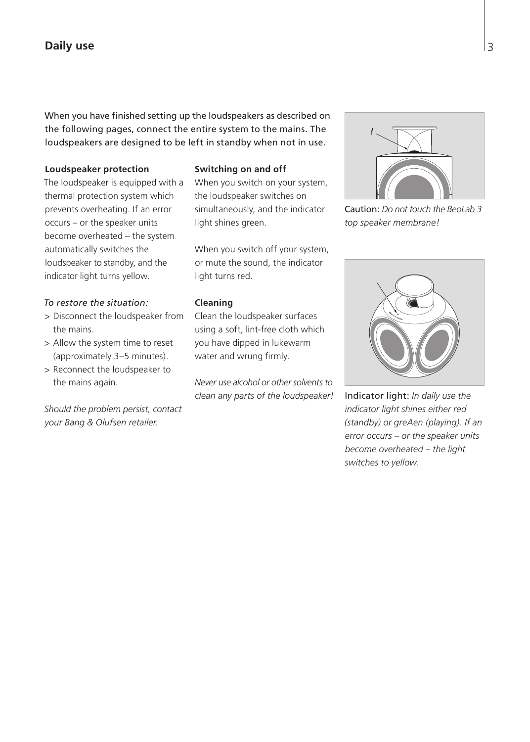## Daily use

When you have finished setting up the loudspeakers as described on the following pages, connect the entire system to the mains. The loudspeakers are designed to be left in standby when not in use.

**Loudspeaker protection**

The loudspeaker is equipped with a thermal protection system which prevents overheating. If an error occurs – or the speaker units become overheated – the system automatically switches the loudspeaker to standby, and the indicator light turns yellow.

*To restore the situation:*

> Disconnect the loudspeaker from the mains.
> Allow the system time to reset (approximately 3–5 minutes).
> Reconnect the loudspeaker to the mains again.

*Should the problem persist, contact your Bang & Olufsen retailer.*

**Switching on and off**

When you switch on your system, the loudspeaker switches on simultaneously, and the indicator light shines green.

When you switch off your system, or mute the sound, the indicator light turns red.

**Cleaning**

Clean the loudspeaker surfaces using a soft, lint-free cloth which you have dipped in lukewarm water and wrung firmly.

*Never use alcohol or other solvents to clean any parts of the loudspeaker!*

Caution: *Do not touch the BeoLab 3 top speaker membrane!*

Indicator light: *In daily use the indicator light shines either red (standby) or greAen (playing). If an error occurs – or the speaker units become overheated – the light switches to yellow.*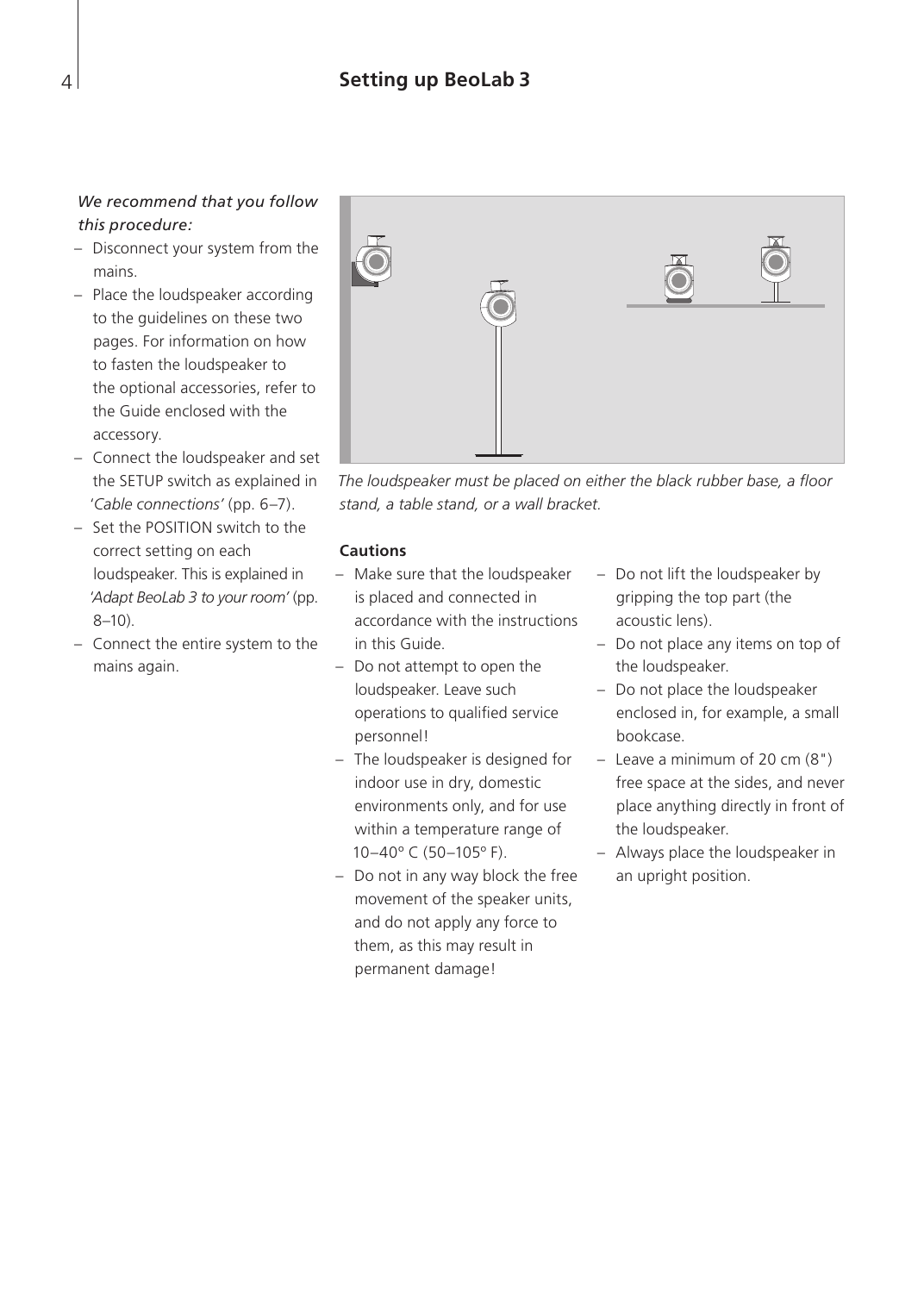## Setting up BeoLab 3

*We recommend that you follow this procedure:*

- Disconnect your system from the mains.
- Place the loudspeaker according to the guidelines on these two pages. For information on how to fasten the loudspeaker to the optional accessories, refer to the Guide enclosed with the accessory.
- Connect the loudspeaker and set the SETUP switch as explained in '*Cable connections*' (pp. 6–7).
- Set the POSITION switch to the correct setting on each loudspeaker. This is explained in *'Adapt BeoLab 3 to your room'* (pp. 8–10).
- Connect the entire system to the mains again.

*The loudspeaker must be placed on either the black rubber base, a floor stand, a table stand, or a wall bracket.*

**Cautions**

- Make sure that the loudspeaker is placed and connected in accordance with the instructions in this Guide.
- Do not attempt to open the loudspeaker. Leave such operations to qualified service personnel!
- The loudspeaker is designed for indoor use in dry, domestic environments only, and for use within a temperature range of 10–40º C (50–105º F).
- Do not in any way block the free movement of the speaker units, and do not apply any force to them, as this may result in permanent damage!
- Do not lift the loudspeaker by gripping the top part (the acoustic lens).
- Do not place any items on top of the loudspeaker.
- Do not place the loudspeaker enclosed in, for example, a small bookcase.
- Leave a minimum of 20 cm (8") free space at the sides, and never place anything directly in front of the loudspeaker.
- Always place the loudspeaker in an upright position.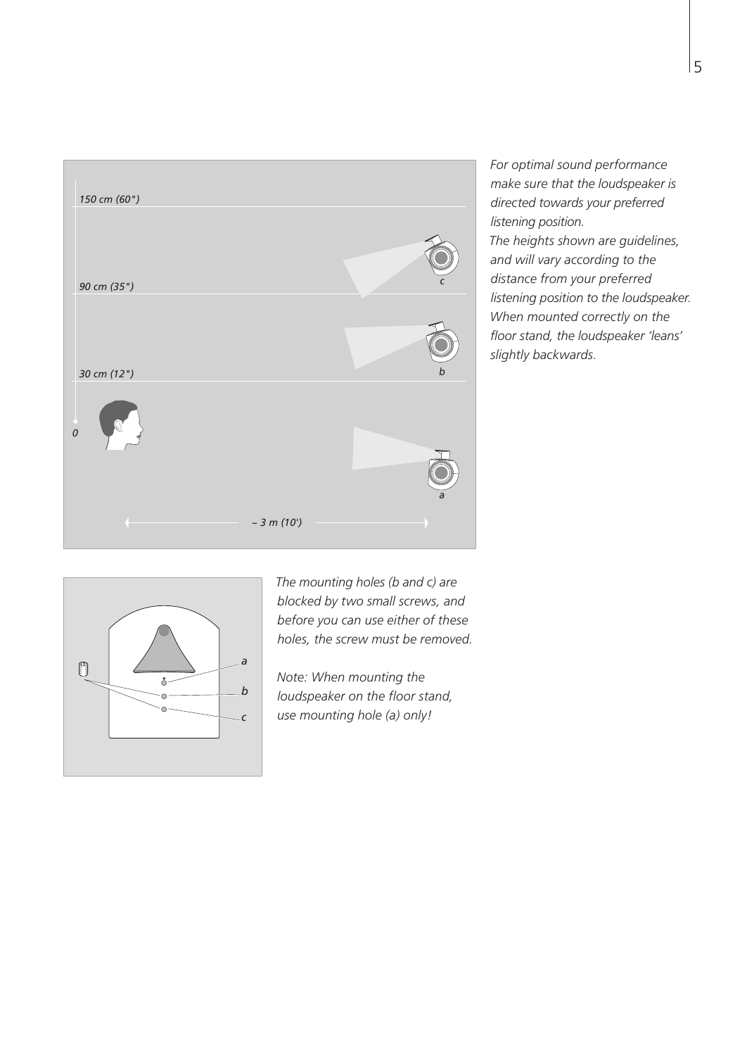*For optimal sound performance make sure that the loudspeaker is directed towards your preferred listening position.*
*The heights shown are guidelines, and will vary according to the distance from your preferred listening position to the loudspeaker. When mounted correctly on the floor stand, the loudspeaker 'leans' slightly backwards.*

*The mounting holes (b and c) are blocked by two small screws, and before you can use either of these holes, the screw must be removed.*

*Note: When mounting the loudspeaker on the floor stand, use mounting hole (a) only!*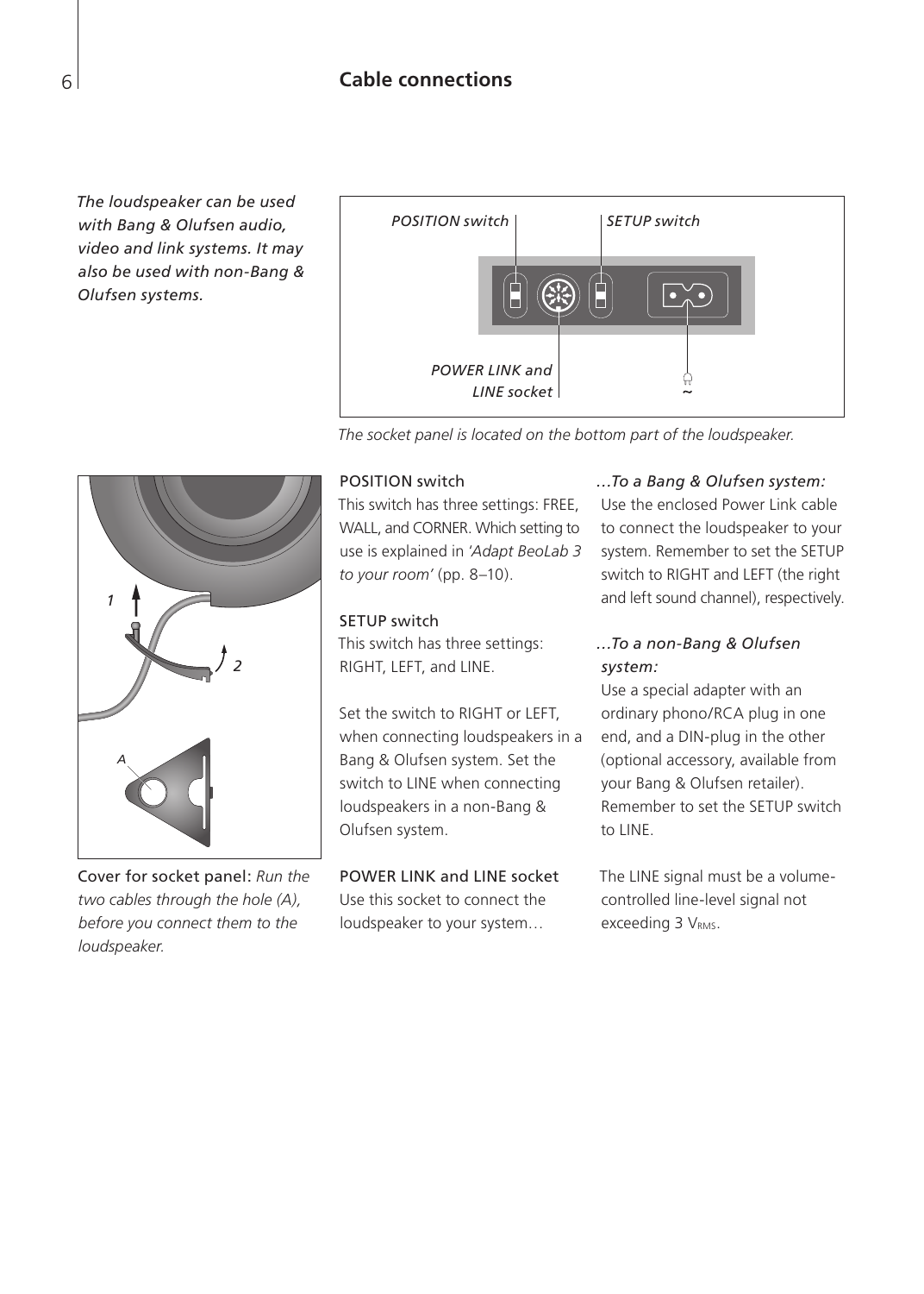## Cable connections

*The loudspeaker can be used with Bang & Olufsen audio, video and link systems. It may also be used with non-Bang & Olufsen systems.*

*POSITION switch*

*SETUP switch*

*POWER LINK and LINE socket*

~

*The socket panel is located on the bottom part of the loudspeaker.*

1

2

A

Cover for socket panel: *Run the two cables through the hole (A), before you connect them to the loudspeaker.*

POSITION switch
This switch has three settings: FREE, WALL, and CORNER. Which setting to use is explained in *'Adapt BeoLab 3 to your room'* (pp. 8–10).

SETUP switch
This switch has three settings: RIGHT, LEFT, and LINE.

Set the switch to RIGHT or LEFT, when connecting loudspeakers in a Bang & Olufsen system. Set the switch to LINE when connecting loudspeakers in a non-Bang & Olufsen system.

POWER LINK and LINE socket
Use this socket to connect the loudspeaker to your system…

*…To a Bang & Olufsen system:*
Use the enclosed Power Link cable to connect the loudspeaker to your system. Remember to set the SETUP switch to RIGHT and LEFT (the right and left sound channel), respectively.

*…To a non-Bang & Olufsen system:*
Use a special adapter with an ordinary phono/RCA plug in one end, and a DIN-plug in the other (optional accessory, available from your Bang & Olufsen retailer). Remember to set the SETUP switch to LINE.

The LINE signal must be a volume-controlled line-level signal not exceeding 3 $V_{RMS}$.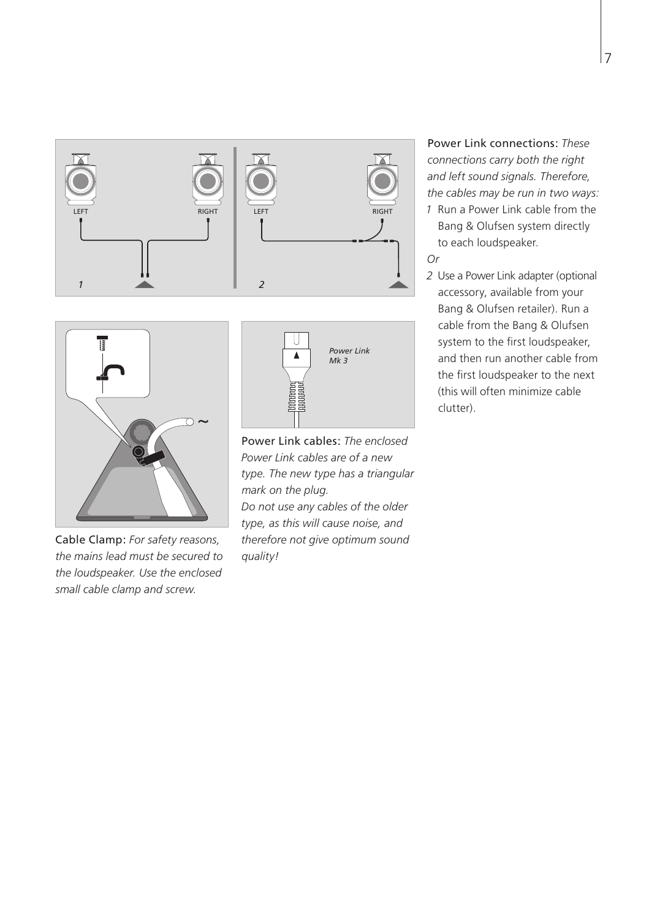**Power Link connections:** *These connections carry both the right and left sound signals. Therefore, the cables may be run in two ways:*

1. Run a Power Link cable from the Bang & Olufsen system directly to each loudspeaker.

*Or*

2. Use a Power Link adapter (optional accessory, available from your Bang & Olufsen retailer). Run a cable from the Bang & Olufsen system to the first loudspeaker, and then run another cable from the first loudspeaker to the next (this will often minimize cable clutter).

**Cable Clamp:** *For safety reasons, the mains lead must be secured to the loudspeaker. Use the enclosed small cable clamp and screw.*

**Power Link cables:** *The enclosed Power Link cables are of a new type. The new type has a triangular mark on the plug.*
*Do not use any cables of the older type, as this will cause noise, and therefore not give optimum sound quality!*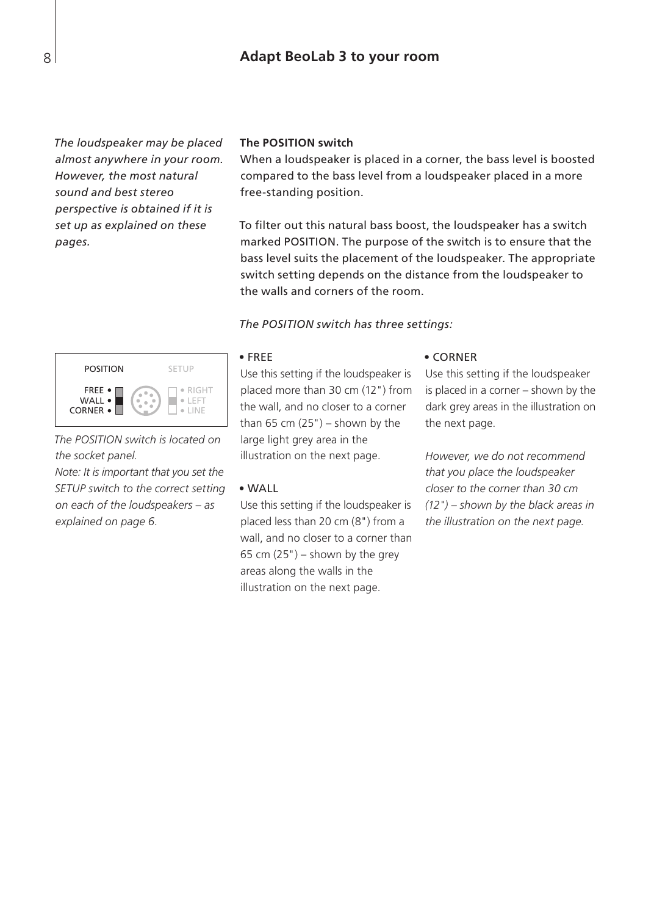## Adapt BeoLab 3 to your room

*The loudspeaker may be placed almost anywhere in your room. However, the most natural sound and best stereo perspective is obtained if it is set up as explained on these pages.*

**The POSITION switch**

When a loudspeaker is placed in a corner, the bass level is boosted compared to the bass level from a loudspeaker placed in a more free-standing position.

To filter out this natural bass boost, the loudspeaker has a switch marked POSITION. The purpose of the switch is to ensure that the bass level suits the placement of the loudspeaker. The appropriate switch setting depends on the distance from the loudspeaker to the walls and corners of the room.

*The POSITION switch has three settings:*

POSITION — FREE, WALL, CORNER
SETUP — RIGHT, LEFT, LINE

*The POSITION switch is located on the socket panel.*

*Note: It is important that you set the SETUP switch to the correct setting on each of the loudspeakers – as explained on page 6.*

- FREE
  Use this setting if the loudspeaker is placed more than 30 cm (12") from the wall, and no closer to a corner than 65 cm (25") – shown by the large light grey area in the illustration on the next page.

- WALL
  Use this setting if the loudspeaker is placed less than 20 cm (8") from a wall, and no closer to a corner than 65 cm (25") – shown by the grey areas along the walls in the illustration on the next page.

- CORNER
  Use this setting if the loudspeaker is placed in a corner – shown by the dark grey areas in the illustration on the next page.

*However, we do not recommend that you place the loudspeaker closer to the corner than 30 cm (12") – shown by the black areas in the illustration on the next page.*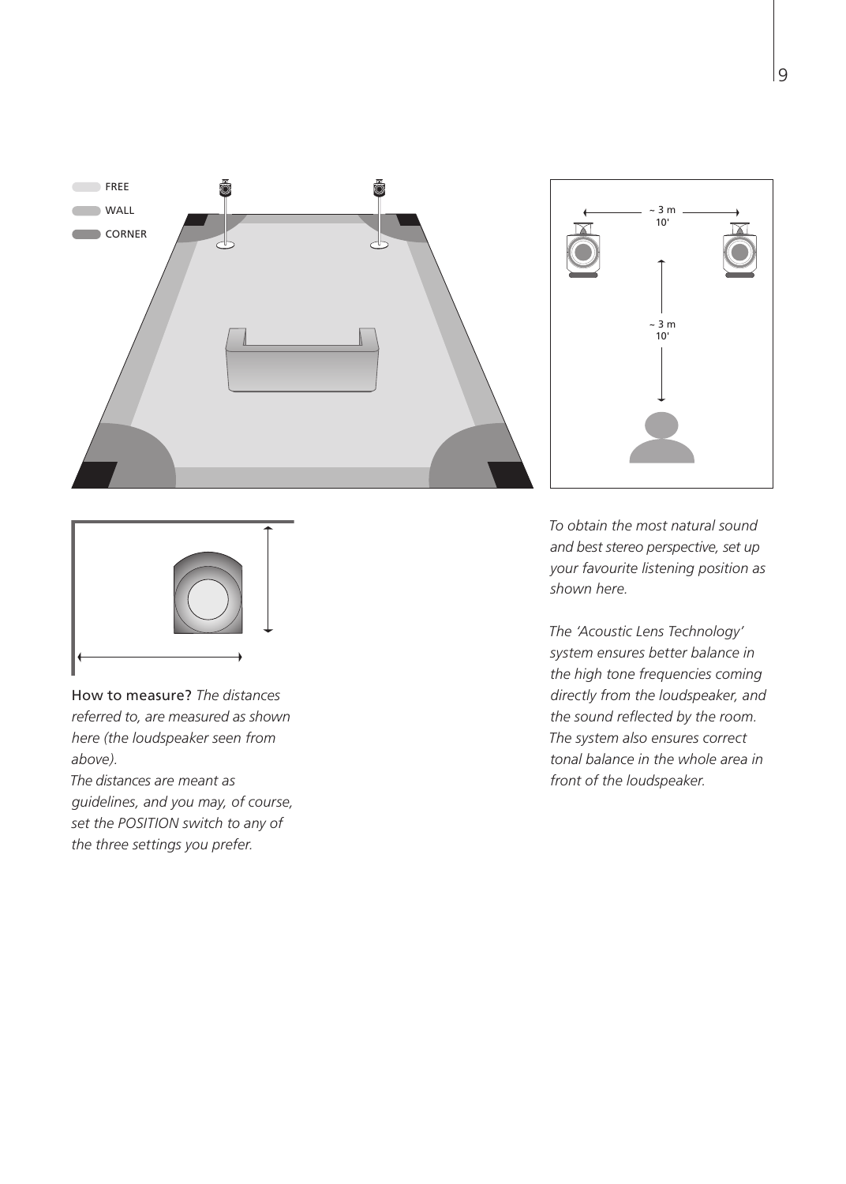How to measure? *The distances referred to, are measured as shown here (the loudspeaker seen from above).*
*The distances are meant as guidelines, and you may, of course, set the POSITION switch to any of the three settings you prefer.*

*To obtain the most natural sound and best stereo perspective, set up your favourite listening position as shown here.*

*The 'Acoustic Lens Technology' system ensures better balance in the high tone frequencies coming directly from the loudspeaker, and the sound reflected by the room. The system also ensures correct tonal balance in the whole area in front of the loudspeaker.*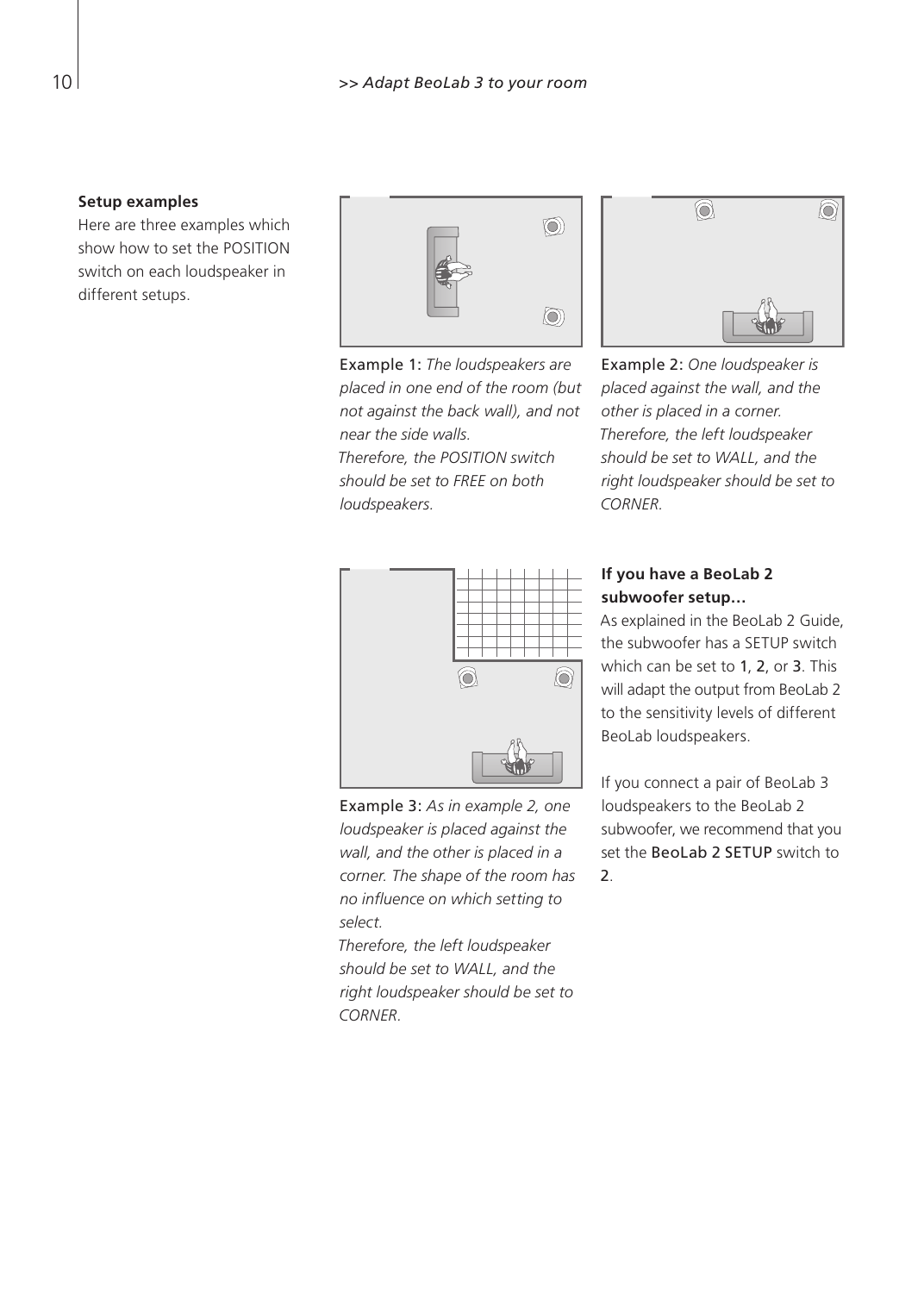**Setup examples**

Here are three examples which show how to set the POSITION switch on each loudspeaker in different setups.

Example 1: *The loudspeakers are placed in one end of the room (but not against the back wall), and not near the side walls. Therefore, the POSITION switch should be set to FREE on both loudspeakers.*

Example 2: *One loudspeaker is placed against the wall, and the other is placed in a corner. Therefore, the left loudspeaker should be set to WALL, and the right loudspeaker should be set to CORNER.*

Example 3: *As in example 2, one loudspeaker is placed against the wall, and the other is placed in a corner. The shape of the room has no influence on which setting to select. Therefore, the left loudspeaker should be set to WALL, and the right loudspeaker should be set to CORNER.*

**If you have a BeoLab 2 subwoofer setup…**

As explained in the BeoLab 2 Guide, the subwoofer has a SETUP switch which can be set to 1, 2, or 3. This will adapt the output from BeoLab 2 to the sensitivity levels of different BeoLab loudspeakers.

If you connect a pair of BeoLab 3 loudspeakers to the BeoLab 2 subwoofer, we recommend that you set the BeoLab 2 SETUP switch to 2.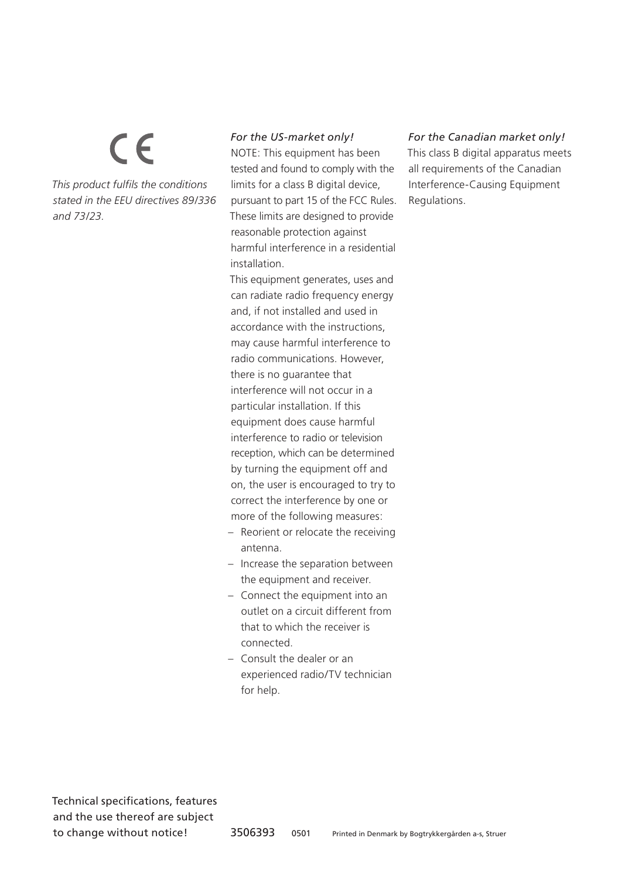CE

*This product fulfils the conditions stated in the EEU directives 89/336 and 73/23.*

*For the US-market only!*

NOTE: This equipment has been tested and found to comply with the limits for a class B digital device, pursuant to part 15 of the FCC Rules. These limits are designed to provide reasonable protection against harmful interference in a residential installation.

This equipment generates, uses and can radiate radio frequency energy and, if not installed and used in accordance with the instructions, may cause harmful interference to radio communications. However, there is no guarantee that interference will not occur in a particular installation. If this equipment does cause harmful interference to radio or television reception, which can be determined by turning the equipment off and on, the user is encouraged to try to correct the interference by one or more of the following measures:

- Reorient or relocate the receiving antenna.
- Increase the separation between the equipment and receiver.
- Connect the equipment into an outlet on a circuit different from that to which the receiver is connected.
- Consult the dealer or an experienced radio/TV technician for help.

*For the Canadian market only!*

This class B digital apparatus meets all requirements of the Canadian Interference-Causing Equipment Regulations.

Technical specifications, features and the use thereof are subject to change without notice!

3506393 0501 Printed in Denmark by Bogtrykkergården a-s, Struer